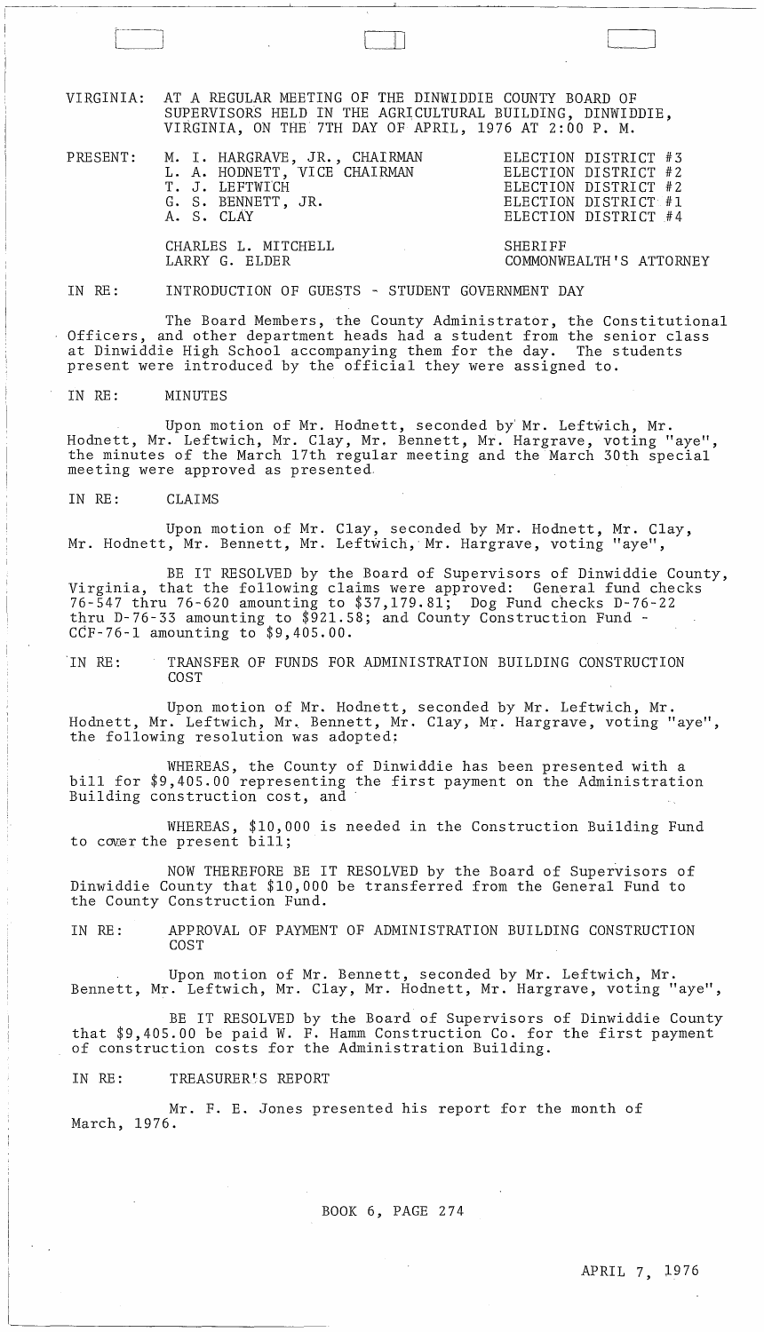VIRGINIA: AT A REGULAR MEETING OF THE DINWIDDIE COUNTY BOARD OF SUPERVISORS HELD IN THE AGRICULTURAL BUILDING, DINWIDDIE, VIRGINIA, ON THE 7TH DAY OF APRIL, 1976 AT 2:00 P. M.

| PRESENT: | | |
|---|---|---|
| | M. I. HARGRAVE, JR., CHAIRMAN | ELECTION DISTRICT #3 |
| | L. A. HODNETT, VICE CHAIRMAN | ELECTION DISTRICT #2 |
| | T. J. LEFTWICH | ELECTION DISTRICT #2 |
| | G. S. BENNETT, JR. | ELECTION DISTRICT #1 |
| | A. S. CLAY | ELECTION DISTRICT #4 |
| | CHARLES L. MITCHELL | SHERIFF |
| | LARRY G. ELDER | COMMONWEALTH'S ATTORNEY |

IN RE: INTRODUCTION OF GUESTS - STUDENT GOVERNMENT DAY

The Board Members, the County Administrator, the Constitutional Officers, and other department heads had a student from the senior class at Dinwiddie High School accompanying them for the day. The students present were introduced by the official they were assigned to.

IN RE: MINUTES

Upon motion of Mr. Hodnett, seconded by Mr. Leftwich, Mr. Hodnett, Mr. Leftwich, Mr. Clay, Mr. Bennett, Mr. Hargrave, voting "aye", the minutes of the March 17th regular meeting and the March 30th special meeting were approved as presented.

IN RE: CLAIMS

Upon motion of Mr. Clay, seconded by Mr. Hodnett, Mr. Clay, Mr. Hodnett, Mr. Bennett, Mr. Leftwich, Mr. Hargrave, voting "aye",

BE IT RESOLVED by the Board of Supervisors of Dinwiddie County, Virginia, that the following claims were approved: General fund checks 76-547 thru 76-620 amounting to $37,179.81; Dog Fund checks D-76-22 thru D-76-33 amounting to $921.58; and County Construction Fund - CCF-76-1 amounting to $9,405.00.

IN RE: TRANSFER OF FUNDS FOR ADMINISTRATION BUILDING CONSTRUCTION COST

Upon motion of Mr. Hodnett, seconded by Mr. Leftwich, Mr. Hodnett, Mr. Leftwich, Mr. Bennett, Mr. Clay, Mr. Hargrave, voting "aye", the following resolution was adopted:

WHEREAS, the County of Dinwiddie has been presented with a bill for $9,405.00 representing the first payment on the Administration Building construction cost, and

WHEREAS, $10,000 is needed in the Construction Building Fund to cover the present bill;

NOW THEREFORE BE IT RESOLVED by the Board of Supervisors of Dinwiddie County that $10,000 be transferred from the General Fund to the County Construction Fund.

IN RE: APPROVAL OF PAYMENT OF ADMINISTRATION BUILDING CONSTRUCTION COST

Upon motion of Mr. Bennett, seconded by Mr. Leftwich, Mr. Bennett, Mr. Leftwich, Mr. Clay, Mr. Hodnett, Mr. Hargrave, voting "aye",

BE IT RESOLVED by the Board of Supervisors of Dinwiddie County that $9,405.00 be paid W. F. Hamm Construction Co. for the first payment of construction costs for the Administration Building.

IN RE: TREASURER'S REPORT

Mr. F. E. Jones presented his report for the month of March, 1976.

BOOK 6, PAGE 274

APRIL 7, 1976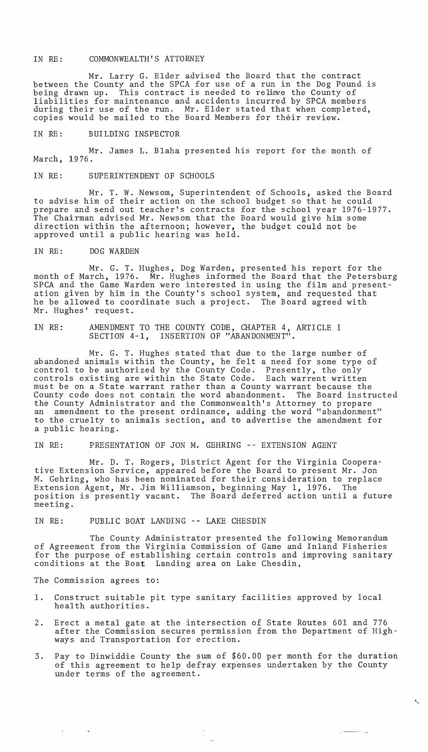IN RE: COMMONWEALTH'S ATTORNEY

Mr. Larry G. Elder advised the Board that the contract between the County and the SPCA for use of a run in the Dog Pound is being drawn up. This contract is needed to relieve the County of liabilities for maintenance and accidents incurred by SPCA members during their use of the run. Mr. Elder stated that when completed, copies would be mailed to the Board Members for their review.

IN RE: BUILDING INSPECTOR

Mr. James L. Blaha presented his report for the month of March, 1976.

IN RE: SUPERINTENDENT OF SCHOOLS

Mr. T. W. Newsom, Superintendent of Schools, asked the Board to advise him of their action on the school budget so that he could prepare and send out teacher's contracts for the school year 1976-1977. The Chairman advised Mr. Newsom that the Board would give him some direction within the afternoon; however, the budget could not be approved until a public hearing was held.

IN RE: DOG WARDEN

Mr. G. T. Hughes, Dog Warden, presented his report for the month of March, 1976. Mr. Hughes informed the Board that the Petersburg SPCA and the Game Warden were interested in using the film and presentation given by him in the County's school system, and requested that he be allowed to coordinate such a project. The Board agreed with Mr. Hughes' request.

IN RE: AMENDMENT TO THE COUNTY CODE, CHAPTER 4, ARTICLE I SECTION 4-1, INSERTION OF "ABANDONMENT".

Mr. G. T. Hughes stated that due to the large number of abandoned animals within the County, he felt a need for some type of control to be authorized by the County Code. Presently, the only controls existing are within the State Code. Each warrent written must be on a State warrant rather than a County warrant because the County code does not contain the word abandonment. The Board instructed the County Administrator and the Commonwealth's Attorney to prepare an amendment to the present ordinance, adding the word "abandonment" to the cruelty to animals section, and to advertise the amendment for a public hearing.

IN RE: PRESENTATION OF JON M. GEHRING -- EXTENSION AGENT

Mr. D. T. Rogers, District Agent for the Virginia Cooperative Extension Service, appeared before the Board to present Mr. Jon M. Gehring, who has been nominated for their consideration to replace Extension Agent, Mr. Jim Williamson, beginning May 1, 1976. The position is presently vacant. The Board deferred action until a future meeting.

IN RE: PUBLIC BOAT LANDING -- LAKE CHESDIN

The County Administrator presented the following Memorandum of Agreement from the Virginia Commission of Game and Inland Fisheries for the purpose of establishing certain controls and improving sanitary conditions at the Boat Landing area on Lake Chesdin.

The Commission agrees to:

1. Construct suitable pit type sanitary facilities approved by local health authorities.
2. Erect a metal gate at the intersection of State Routes 601 and 776 after the Commission secures permission from the Department of Highways and Transportation for erection.
3. Pay to Dinwiddie County the sum of $60.00 per month for the duration of this agreement to help defray expenses undertaken by the County under terms of the agreement.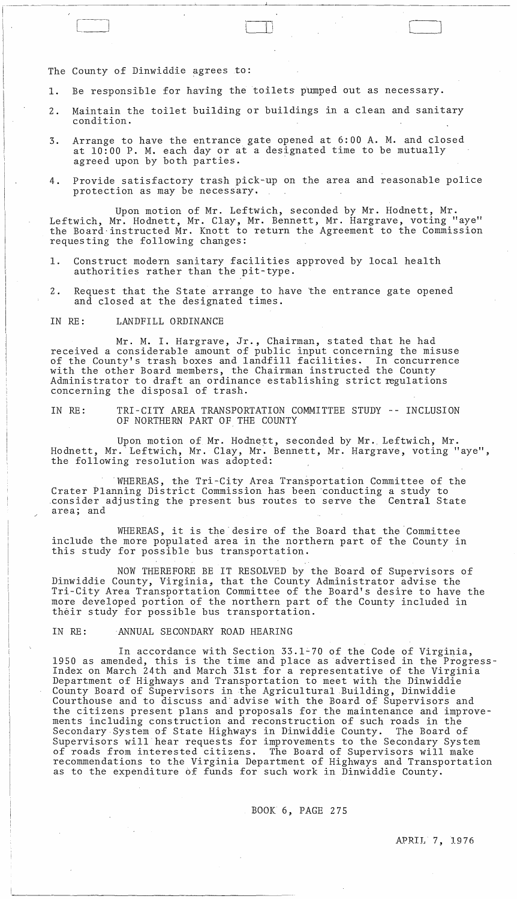The County of Dinwiddie agrees to:

1. Be responsible for having the toilets pumped out as necessary.
2. Maintain the toilet building or buildings in a clean and sanitary condition.
3. Arrange to have the entrance gate opened at 6:00 A. M. and closed at 10:00 P. M. each day or at a designated time to be mutually agreed upon by both parties.
4. Provide satisfactory trash pick-up on the area and reasonable police protection as may be necessary.

Upon motion of Mr. Leftwich, seconded by Mr. Hodnett, Mr. Leftwich, Mr. Hodnett, Mr. Clay, Mr. Bennett, Mr. Hargrave, voting "aye" the Board instructed Mr. Knott to return the Agreement to the Commission requesting the following changes:

1. Construct modern sanitary facilities approved by local health authorities rather than the pit-type.
2. Request that the State arrange to have the entrance gate opened and closed at the designated times.

IN RE: LANDFILL ORDINANCE

Mr. M. I. Hargrave, Jr., Chairman, stated that he had received a considerable amount of public input concerning the misuse of the County's trash boxes and landfill facilities. In concurrence with the other Board members, the Chairman instructed the County Administrator to draft an ordinance establishing strict regulations concerning the disposal of trash.

IN RE: TRI-CITY AREA TRANSPORTATION COMMITTEE STUDY -- INCLUSION OF NORTHERN PART OF THE COUNTY

Upon motion of Mr. Hodnett, seconded by Mr. Leftwich, Mr. Hodnett, Mr. Leftwich, Mr. Clay, Mr. Bennett, Mr. Hargrave, voting "aye", the following resolution was adopted:

WHEREAS, the Tri-City Area Transportation Committee of the Crater Planning District Commission has been conducting a study to consider adjusting the present bus routes to serve the Central State area; and

WHEREAS, it is the desire of the Board that the Committee include the more populated area in the northern part of the County in this study for possible bus transportation.

NOW THEREFORE BE IT RESOLVED by the Board of Supervisors of Dinwiddie County, Virginia, that the County Administrator advise the Tri-City Area Transportation Committee of the Board's desire to have the more developed portion of the northern part of the County included in their study for possible bus transportation.

IN RE: ANNUAL SECONDARY ROAD HEARING

In accordance with Section 33.1-70 of the Code of Virginia, 1950 as amended, this is the time and place as advertised in the Progress-Index on March 24th and March 31st for a representative of the Virginia Department of Highways and Transportation to meet with the Dinwiddie County Board of Supervisors in the Agricultural Building, Dinwiddie Courthouse and to discuss and advise with the Board of Supervisors and the citizens present plans and proposals for the maintenance and improvements including construction and reconstruction of such roads in the Secondary System of State Highways in Dinwiddie County. The Board of Supervisors will hear requests for improvements to the Secondary System of roads from interested citizens. The Board of Supervisors will make recommendations to the Virginia Department of Highways and Transportation as to the expenditure of funds for such work in Dinwiddie County.

BOOK 6, PAGE 275

APRIL 7, 1976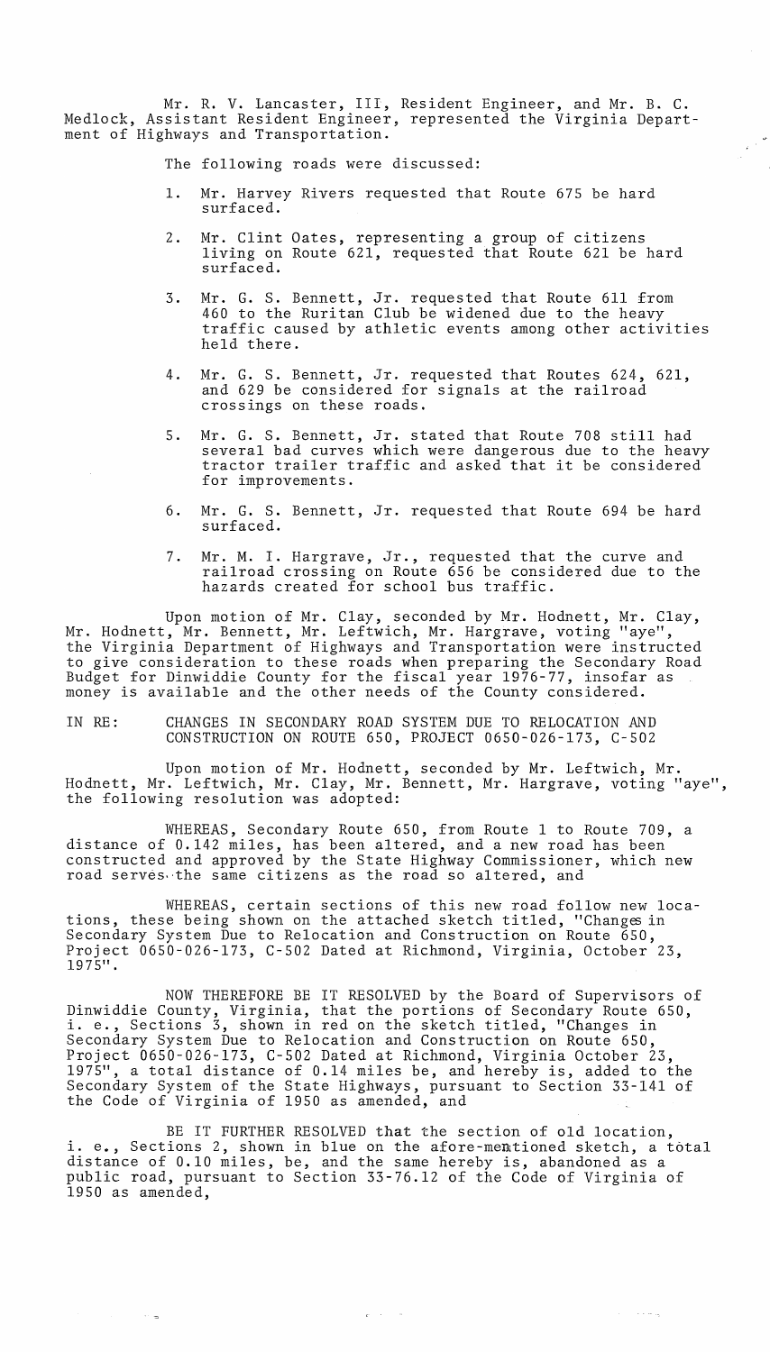Mr. R. V. Lancaster, III, Resident Engineer, and Mr. B. C. Medlock, Assistant Resident Engineer, represented the Virginia Department of Highways and Transportation.

The following roads were discussed:

1. Mr. Harvey Rivers requested that Route 675 be hard surfaced.

2. Mr. Clint Oates, representing a group of citizens living on Route 621, requested that Route 621 be hard surfaced.

3. Mr. G. S. Bennett, Jr. requested that Route 611 from 460 to the Ruritan Club be widened due to the heavy traffic caused by athletic events among other activities held there.

4. Mr. G. S. Bennett, Jr. requested that Routes 624, 621, and 629 be considered for signals at the railroad crossings on these roads.

5. Mr. G. S. Bennett, Jr. stated that Route 708 still had several bad curves which were dangerous due to the heavy tractor trailer traffic and asked that it be considered for improvements.

6. Mr. G. S. Bennett, Jr. requested that Route 694 be hard surfaced.

7. Mr. M. I. Hargrave, Jr., requested that the curve and railroad crossing on Route 656 be considered due to the hazards created for school bus traffic.

Upon motion of Mr. Clay, seconded by Mr. Hodnett, Mr. Clay, Mr. Hodnett, Mr. Bennett, Mr. Leftwich, Mr. Hargrave, voting "aye", the Virginia Department of Highways and Transportation were instructed to give consideration to these roads when preparing the Secondary Road Budget for Dinwiddie County for the fiscal year 1976-77, insofar as money is available and the other needs of the County considered.

IN RE: CHANGES IN SECONDARY ROAD SYSTEM DUE TO RELOCATION AND CONSTRUCTION ON ROUTE 650, PROJECT 0650-026-173, C-502

Upon motion of Mr. Hodnett, seconded by Mr. Leftwich, Mr. Hodnett, Mr. Leftwich, Mr. Clay, Mr. Bennett, Mr. Hargrave, voting "aye", the following resolution was adopted:

WHEREAS, Secondary Route 650, from Route 1 to Route 709, a distance of 0.142 miles, has been altered, and a new road has been constructed and approved by the State Highway Commissioner, which new road serves the same citizens as the road so altered, and

WHEREAS, certain sections of this new road follow new locations, these being shown on the attached sketch titled, "Changes in Secondary System Due to Relocation and Construction on Route 650, Project 0650-026-173, C-502 Dated at Richmond, Virginia, October 23, 1975".

NOW THEREFORE BE IT RESOLVED by the Board of Supervisors of Dinwiddie County, Virginia, that the portions of Secondary Route 650, i. e., Sections 3, shown in red on the sketch titled, "Changes in Secondary System Due to Relocation and Construction on Route 650, Project 0650-026-173, C-502 Dated at Richmond, Virginia October 23, 1975", a total distance of 0.14 miles be, and hereby is, added to the Secondary System of the State Highways, pursuant to Section 33-141 of the Code of Virginia of 1950 as amended, and

BE IT FURTHER RESOLVED that the section of old location, i. e., Sections 2, shown in blue on the afore-mentioned sketch, a total distance of 0.10 miles, be, and the same hereby is, abandoned as a public road, pursuant to Section 33-76.12 of the Code of Virginia of 1950 as amended,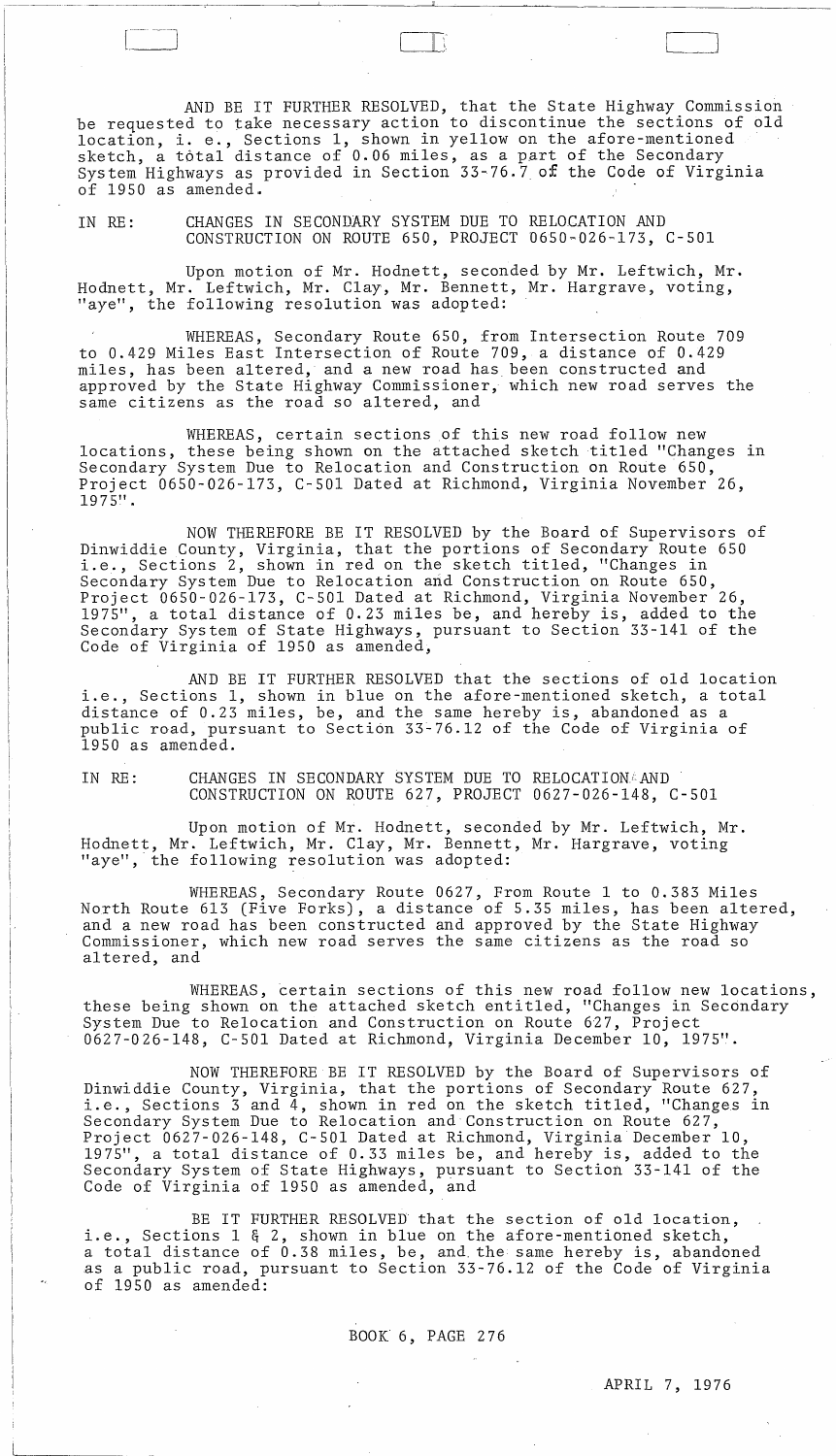AND BE IT FURTHER RESOLVED, that the State Highway Commission be requested to take necessary action to discontinue the sections of old location, i. e., Sections 1, shown in yellow on the afore-mentioned sketch, a total distance of 0.06 miles, as a part of the Secondary System Highways as provided in Section 33-76.7 of the Code of Virginia of 1950 as amended.

IN RE: CHANGES IN SECONDARY SYSTEM DUE TO RELOCATION AND CONSTRUCTION ON ROUTE 650, PROJECT 0650-026-173, C-501

Upon motion of Mr. Hodnett, seconded by Mr. Leftwich, Mr. Hodnett, Mr. Leftwich, Mr. Clay, Mr. Bennett, Mr. Hargrave, voting, "aye", the following resolution was adopted:

WHEREAS, Secondary Route 650, from Intersection Route 709 to 0.429 Miles East Intersection of Route 709, a distance of 0.429 miles, has been altered, and a new road has been constructed and approved by the State Highway Commissioner, which new road serves the same citizens as the road so altered, and

WHEREAS, certain sections of this new road follow new locations, these being shown on the attached sketch titled "Changes in Secondary System Due to Relocation and Construction on Route 650, Project 0650-026-173, C-501 Dated at Richmond, Virginia November 26, 1975".

NOW THEREFORE BE IT RESOLVED by the Board of Supervisors of Dinwiddie County, Virginia, that the portions of Secondary Route 650 i.e., Sections 2, shown in red on the sketch titled, "Changes in Secondary System Due to Relocation and Construction on Route 650, Project 0650-026-173, C-501 Dated at Richmond, Virginia November 26, 1975", a total distance of 0.23 miles be, and hereby is, added to the Secondary System of State Highways, pursuant to Section 33-141 of the Code of Virginia of 1950 as amended,

AND BE IT FURTHER RESOLVED that the sections of old location i.e., Sections 1, shown in blue on the afore-mentioned sketch, a total distance of 0.23 miles, be, and the same hereby is, abandoned as a public road, pursuant to Section 33-76.12 of the Code of Virginia of 1950 as amended.

IN RE: CHANGES IN SECONDARY SYSTEM DUE TO RELOCATION AND CONSTRUCTION ON ROUTE 627, PROJECT 0627-026-148, C-501

Upon motion of Mr. Hodnett, seconded by Mr. Leftwich, Mr. Hodnett, Mr. Leftwich, Mr. Clay, Mr. Bennett, Mr. Hargrave, voting "aye", the following resolution was adopted:

WHEREAS, Secondary Route 0627, From Route 1 to 0.383 Miles North Route 613 (Five Forks), a distance of 5.35 miles, has been altered, and a new road has been constructed and approved by the State Highway Commissioner, which new road serves the same citizens as the road so altered, and

WHEREAS, certain sections of this new road follow new locations, these being shown on the attached sketch entitled, "Changes in Secondary System Due to Relocation and Construction on Route 627, Project 0627-026-148, C-501 Dated at Richmond, Virginia December 10, 1975".

NOW THEREFORE BE IT RESOLVED by the Board of Supervisors of Dinwiddie County, Virginia, that the portions of Secondary Route 627, i.e., Sections 3 and 4, shown in red on the sketch titled, "Changes in Secondary System Due to Relocation and Construction on Route 627, Project 0627-026-148, C-501 Dated at Richmond, Virginia December 10, 1975", a total distance of 0.33 miles be, and hereby is, added to the Secondary System of State Highways, pursuant to Section 33-141 of the Code of Virginia of 1950 as amended, and

BE IT FURTHER RESOLVED that the section of old location, i.e., Sections 1 & 2, shown in blue on the afore-mentioned sketch, a total distance of 0.38 miles, be, and the same hereby is, abandoned as a public road, pursuant to Section 33-76.12 of the Code of Virginia of 1950 as amended:

BOOK 6, PAGE 276

APRIL 7, 1976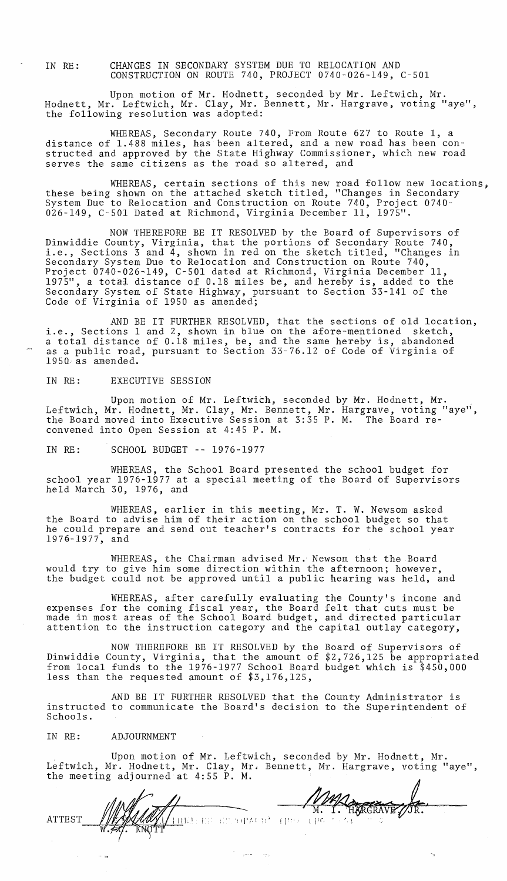IN RE: CHANGES IN SECONDARY SYSTEM DUE TO RELOCATION AND CONSTRUCTION ON ROUTE 740, PROJECT 0740-026-149, C-501

Upon motion of Mr. Hodnett, seconded by Mr. Leftwich, Mr. Hodnett, Mr. Leftwich, Mr. Clay, Mr. Bennett, Mr. Hargrave, voting "aye", the following resolution was adopted:

WHEREAS, Secondary Route 740, From Route 627 to Route 1, a distance of 1.488 miles, has been altered, and a new road has been constructed and approved by the State Highway Commissioner, which new road serves the same citizens as the road so altered, and

WHEREAS, certain sections of this new road follow new locations, these being shown on the attached sketch titled, "Changes in Secondary System Due to Relocation and Construction on Route 740, Project 0740-026-149, C-501 Dated at Richmond, Virginia December 11, 1975".

NOW THEREFORE BE IT RESOLVED by the Board of Supervisors of Dinwiddie County, Virginia, that the portions of Secondary Route 740, i.e., Sections 3 and 4, shown in red on the sketch titled, "Changes in Secondary System Due to Relocation and Construction on Route 740, Project 0740-026-149, C-501 dated at Richmond, Virginia December 11, 1975", a total distance of 0.18 miles be, and hereby is, added to the Secondary System of State Highway, pursuant to Section 33-141 of the Code of Virginia of 1950 as amended;

AND BE IT FURTHER RESOLVED, that the sections of old location, i.e., Sections 1 and 2, shown in blue on the afore-mentioned sketch, a total distance of 0.18 miles, be, and the same hereby is, abandoned as a public road, pursuant to Section 33-76.12 of Code of Virginia of 1950 as amended.

IN RE: EXECUTIVE SESSION

Upon motion of Mr. Leftwich, seconded by Mr. Hodnett, Mr. Leftwich, Mr. Hodnett, Mr. Clay, Mr. Bennett, Mr. Hargrave, voting "aye", the Board moved into Executive Session at 3:35 P. M. The Board reconvened into Open Session at 4:45 P. M.

IN RE: SCHOOL BUDGET -- 1976-1977

WHEREAS, the School Board presented the school budget for school year 1976-1977 at a special meeting of the Board of Supervisors held March 30, 1976, and

WHEREAS, earlier in this meeting, Mr. T. W. Newsom asked the Board to advise him of their action on the school budget so that he could prepare and send out teacher's contracts for the school year 1976-1977, and

WHEREAS, the Chairman advised Mr. Newsom that the Board would try to give him some direction within the afternoon; however, the budget could not be approved until a public hearing was held, and

WHEREAS, after carefully evaluating the County's income and expenses for the coming fiscal year, the Board felt that cuts must be made in most areas of the School Board budget, and directed particular attention to the instruction category and the capital outlay category,

NOW THEREFORE BE IT RESOLVED by the Board of Supervisors of Dinwiddie County, Virginia, that the amount of $2,726,125 be appropriated from local funds to the 1976-1977 School Board budget which is $450,000 less than the requested amount of $3,176,125,

AND BE IT FURTHER RESOLVED that the County Administrator is instructed to communicate the Board's decision to the Superintendent of Schools.

IN RE: ADJOURNMENT

Upon motion of Mr. Leftwich, seconded by Mr. Hodnett, Mr. Leftwich, Mr. Hodnett, Mr. Clay, Mr. Bennett, Mr. Hargrave, voting "aye", the meeting adjourned at 4:55 P. M.

M. I. HARGRAVE, JR.

ATTEST W. C. KNOTT